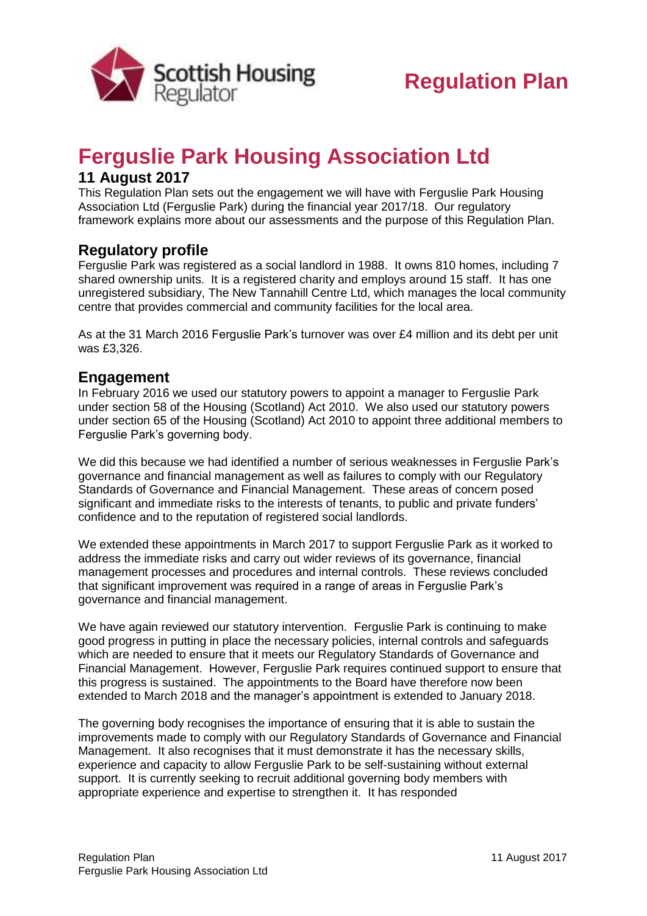Regulation Plan

# Ferguslie Park Housing Association Ltd

### 11 August 2017

This Regulation Plan sets out the engagement we will have with Ferguslie Park Housing Association Ltd (Ferguslie Park) during the financial year 2017/18. Our regulatory framework explains more about our assessments and the purpose of this Regulation Plan.

## Regulatory profile

Ferguslie Park was registered as a social landlord in 1988. It owns 810 homes, including 7 shared ownership units. It is a registered charity and employs around 15 staff. It has one unregistered subsidiary, The New Tannahill Centre Ltd, which manages the local community centre that provides commercial and community facilities for the local area.

As at the 31 March 2016 Ferguslie Park's turnover was over £4 million and its debt per unit was £3,326.

## Engagement

In February 2016 we used our statutory powers to appoint a manager to Ferguslie Park under section 58 of the Housing (Scotland) Act 2010. We also used our statutory powers under section 65 of the Housing (Scotland) Act 2010 to appoint three additional members to Ferguslie Park's governing body.

We did this because we had identified a number of serious weaknesses in Ferguslie Park's governance and financial management as well as failures to comply with our Regulatory Standards of Governance and Financial Management. These areas of concern posed significant and immediate risks to the interests of tenants, to public and private funders' confidence and to the reputation of registered social landlords.

We extended these appointments in March 2017 to support Ferguslie Park as it worked to address the immediate risks and carry out wider reviews of its governance, financial management processes and procedures and internal controls. These reviews concluded that significant improvement was required in a range of areas in Ferguslie Park's governance and financial management.

We have again reviewed our statutory intervention. Ferguslie Park is continuing to make good progress in putting in place the necessary policies, internal controls and safeguards which are needed to ensure that it meets our Regulatory Standards of Governance and Financial Management. However, Ferguslie Park requires continued support to ensure that this progress is sustained. The appointments to the Board have therefore now been extended to March 2018 and the manager's appointment is extended to January 2018.

The governing body recognises the importance of ensuring that it is able to sustain the improvements made to comply with our Regulatory Standards of Governance and Financial Management. It also recognises that it must demonstrate it has the necessary skills, experience and capacity to allow Ferguslie Park to be self-sustaining without external support. It is currently seeking to recruit additional governing body members with appropriate experience and expertise to strengthen it. It has responded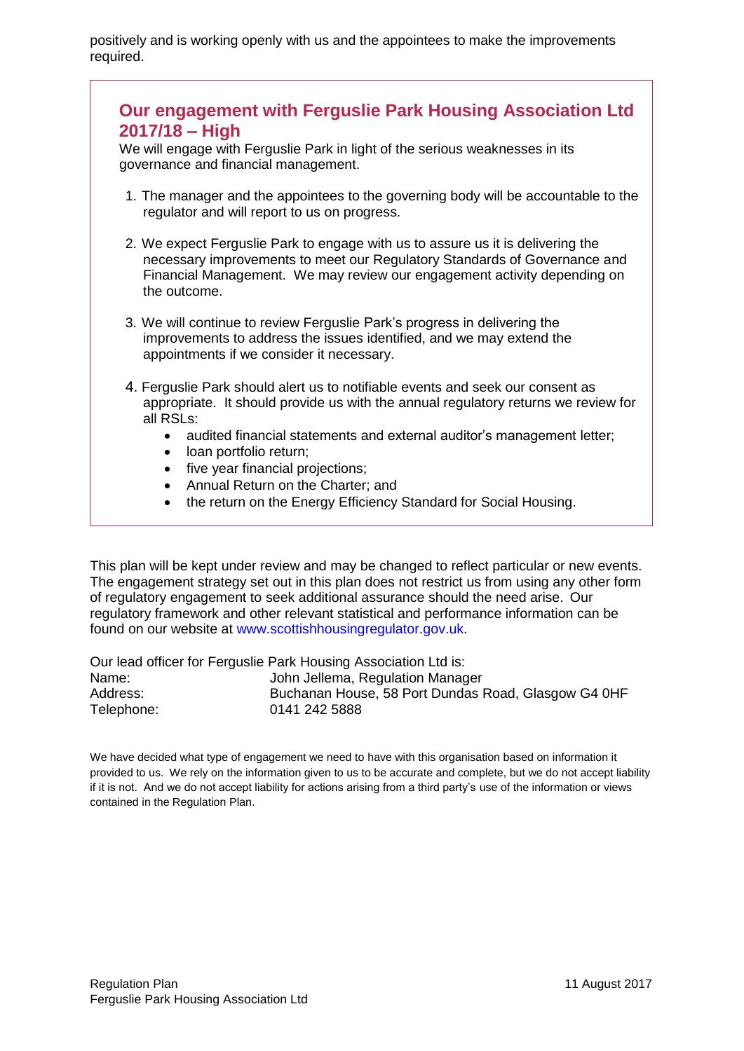positively and is working openly with us and the appointees to make the improvements required.

## Our engagement with Ferguslie Park Housing Association Ltd 2017/18 – High

We will engage with Ferguslie Park in light of the serious weaknesses in its governance and financial management.

1. The manager and the appointees to the governing body will be accountable to the regulator and will report to us on progress.
2. We expect Ferguslie Park to engage with us to assure us it is delivering the necessary improvements to meet our Regulatory Standards of Governance and Financial Management. We may review our engagement activity depending on the outcome.
3. We will continue to review Ferguslie Park's progress in delivering the improvements to address the issues identified, and we may extend the appointments if we consider it necessary.
4. Ferguslie Park should alert us to notifiable events and seek our consent as appropriate. It should provide us with the annual regulatory returns we review for all RSLs:
   - audited financial statements and external auditor's management letter;
   - loan portfolio return;
   - five year financial projections;
   - Annual Return on the Charter; and
   - the return on the Energy Efficiency Standard for Social Housing.

This plan will be kept under review and may be changed to reflect particular or new events. The engagement strategy set out in this plan does not restrict us from using any other form of regulatory engagement to seek additional assurance should the need arise. Our regulatory framework and other relevant statistical and performance information can be found on our website at www.scottishhousingregulator.gov.uk.

Our lead officer for Ferguslie Park Housing Association Ltd is:

| | |
|---|---|
| Name: | John Jellema, Regulation Manager |
| Address: | Buchanan House, 58 Port Dundas Road, Glasgow G4 0HF |
| Telephone: | 0141 242 5888 |

We have decided what type of engagement we need to have with this organisation based on information it provided to us. We rely on the information given to us to be accurate and complete, but we do not accept liability if it is not. And we do not accept liability for actions arising from a third party's use of the information or views contained in the Regulation Plan.